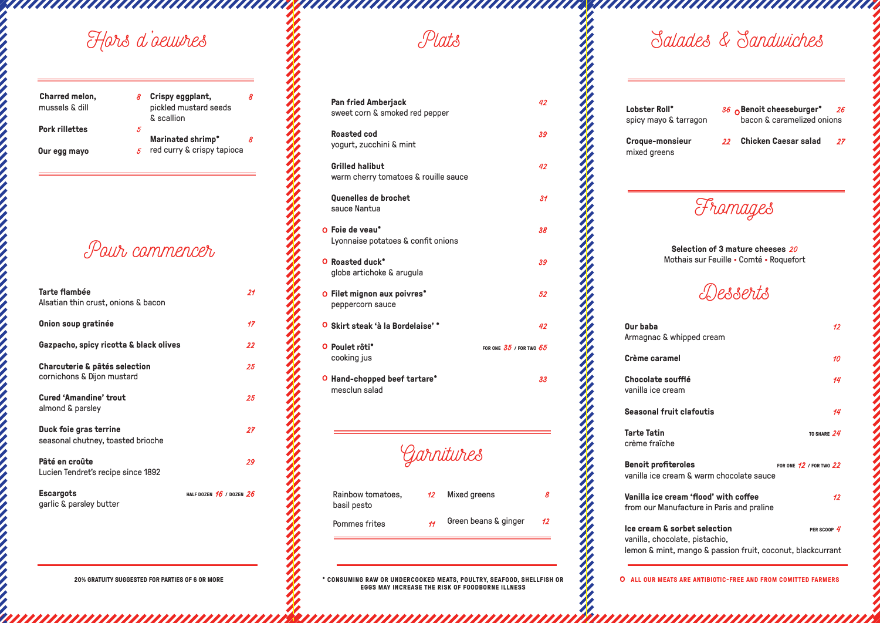# Hors d'oeuvres

**Charred melon,** mussels & dill — 8

**Pork rillettes** — 5

**Our egg mayo** — 5

**Crispy eggplant,** pickled mustard seeds & scallion — 8

**Marinated shrimp*** red curry & crispy tapioca — 8

# Pour commencer

**Tarte flambée** — 21
Alsatian thin crust, onions & bacon

**Onion soup gratinée** — 17

**Gazpacho, spicy ricotta & black olives** — 22

**Charcuterie & pâtés selection** — 25
cornichons & Dijon mustard

**Cured 'Amandine' trout** — 25
almond & parsley

**Duck foie gras terrine** — 27
seasonal chutney, toasted brioche

**Pâté en croûte** — 29
Lucien Tendret's recipe since 1892

**Escargots** — HALF DOZEN 16 / DOZEN 26
garlic & parsley butter

**20% GRATUITY SUGGESTED FOR PARTIES OF 6 OR MORE**

# Plats

**Pan fried Amberjack** — 42
sweet corn & smoked red pepper

**Roasted cod** — 39
yogurt, zucchini & mint

**Grilled halibut** — 42
warm cherry tomatoes & rouille sauce

**Quenelles de brochet** — 31
sauce Nantua

o **Foie de veau*** — 38
Lyonnaise potatoes & confit onions

o **Roasted duck*** — 39
globe artichoke & arugula

o **Filet mignon aux poivres*** — 52
peppercorn sauce

o **Skirt steak 'à la Bordelaise' *** — 42

o **Poulet rôti*** — FOR ONE 35 / FOR TWO 65
cooking jus

o **Hand-chopped beef tartare*** — 33
mesclun salad

# Garnitures

Rainbow tomatoes, basil pesto — 12

Pommes frites — 11

Mixed greens — 8

Green beans & ginger — 12

**\* CONSUMING RAW OR UNDERCOOKED MEATS, POULTRY, SEAFOOD, SHELLFISH OR EGGS MAY INCREASE THE RISK OF FOODBORNE ILLNESS**

# Salades & Sandwiches

**Lobster Roll*** — 36
spicy mayo & tarragon

**Croque-monsieur** — 22
mixed greens

o **Benoit cheeseburger*** — 26
bacon & caramelized onions

**Chicken Caesar salad** — 27

# Fromages

**Selection of 3 mature cheeses** 20
Mothais sur Feuille ▪ Comté ▪ Roquefort

# Desserts

**Our baba** — 12
Armagnac & whipped cream

**Crème caramel** — 10

**Chocolate soufflé** — 14
vanilla ice cream

**Seasonal fruit clafoutis** — 14

**Tarte Tatin** — TO SHARE 24
crème fraîche

**Benoit profiteroles** — FOR ONE 12 / FOR TWO 22
vanilla ice cream & warm chocolate sauce

**Vanilla ice cream 'flood' with coffee** — 12
from our Manufacture in Paris and praline

**Ice cream & sorbet selection** — PER SCOOP 4
vanilla, chocolate, pistachio,
lemon & mint, mango & passion fruit, coconut, blackcurrant

o **ALL OUR MEATS ARE ANTIBIOTIC-FREE AND FROM COMITTED FARMERS**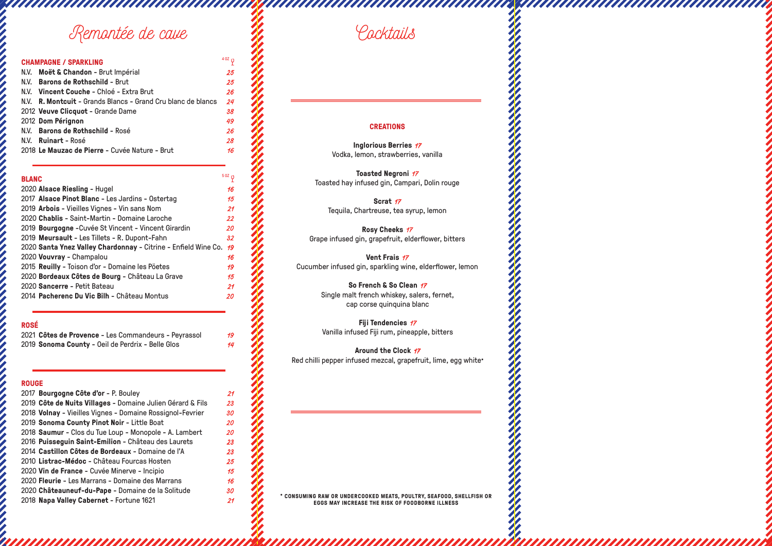# Remontée de cave

## CHAMPAGNE / SPARKLING

| | | 4 OZ |
|---|---|---|
| N.V. | **Moët & Chandon** - Brut Impérial | 25 |
| N.V. | **Barons de Rothschild** - Brut | 25 |
| N.V. | **Vincent Couche** - Chloé - Extra Brut | 26 |
| N.V. | **R. Montcuit** - Grands Blancs - Grand Cru blanc de blancs | 24 |
| 2012 | **Veuve Clicquot** - Grande Dame | 38 |
| 2012 | **Dom Pérignon** | 49 |
| N.V. | **Barons de Rothschild** - Rosé | 26 |
| N.V. | **Ruinart** - Rosé | 28 |
| 2018 | **Le Mauzac de Pierre** - Cuvée Nature - Brut | 16 |

## BLANC

| | | 5 OZ |
|---|---|---|
| 2020 | **Alsace Riesling** - Hugel | 16 |
| 2017 | **Alsace Pinot Blanc** - Les Jardins - Ostertag | 15 |
| 2019 | **Arbois** - Vieilles Vignes - Vin sans Nom | 21 |
| 2020 | **Chablis** - Saint-Martin - Domaine Laroche | 22 |
| 2019 | **Bourgogne** -Cuvée St Vincent - Vincent Girardin | 20 |
| 2019 | **Meursault** - Les Tillets - R. Dupont-Fahn | 32 |
| 2020 | **Santa Ynez Valley Chardonnay** - Citrine - Enfield Wine Co. | 19 |
| 2020 | **Vouvray** - Champalou | 16 |
| 2015 | **Reuilly** - Toison d'or - Domaine les Pöetes | 19 |
| 2020 | **Bordeaux Côtes de Bourg** - Château La Grave | 15 |
| 2020 | **Sancerre** - Petit Bateau | 21 |
| 2014 | **Pacherenc Du Vic Bilh** - Château Montus | 20 |

## ROSÉ

| | | |
|---|---|---|
| 2021 | **Côtes de Provence** - Les Commandeurs - Peyrassol | 19 |
| 2019 | **Sonoma County** - Oeil de Perdrix - Belle Glos | 14 |

## ROUGE

| | | |
|---|---|---|
| 2017 | **Bourgogne Côte d'or** - P. Bouley | 21 |
| 2019 | **Côte de Nuits Villages** - Domaine Julien Gérard & Fils | 23 |
| 2018 | **Volnay** - Vieilles Vignes - Domaine Rossignol-Fevrier | 30 |
| 2019 | **Sonoma County Pinot Noir** - Little Boat | 20 |
| 2018 | **Saumur** - Clos du Tue Loup - Monopole - A. Lambert | 20 |
| 2016 | **Puisseguin Saint-Emilion** - Château des Laurets | 23 |
| 2014 | **Castillon Côtes de Bordeaux** - Domaine de l'A | 23 |
| 2010 | **Listrac-Médoc** - Château Fourcas Hosten | 25 |
| 2020 | **Vin de France** - Cuvée Minerve - Incipio | 15 |
| 2020 | **Fleurie** - Les Marrans - Domaine des Marrans | 16 |
| 2020 | **Châteauneuf-du-Pape** - Domaine de la Solitude | 30 |
| 2018 | **Napa Valley Cabernet** - Fortune 1621 | 21 |

# Cocktails

## CREATIONS

**Inglorious Berries** *17*
Vodka, lemon, strawberries, vanilla

**Toasted Negroni** *17*
Toasted hay infused gin, Campari, Dolin rouge

**Scrat** *17*
Tequila, Chartreuse, tea syrup, lemon

**Rosy Cheeks** *17*
Grape infused gin, grapefruit, elderflower, bitters

**Vent Frais** *17*
Cucumber infused gin, sparkling wine, elderflower, lemon

**So French & So Clean** *17*
Single malt french whiskey, salers, fernet, cap corse quinquina blanc

**Fiji Tendencies** *17*
Vanilla infused Fiji rum, pineapple, bitters

**Around the Clock** *17*
Red chilli pepper infused mezcal, grapefruit, lime, egg white*

* CONSUMING RAW OR UNDERCOOKED MEATS, POULTRY, SEAFOOD, SHELLFISH OR EGGS MAY INCREASE THE RISK OF FOODBORNE ILLNESS